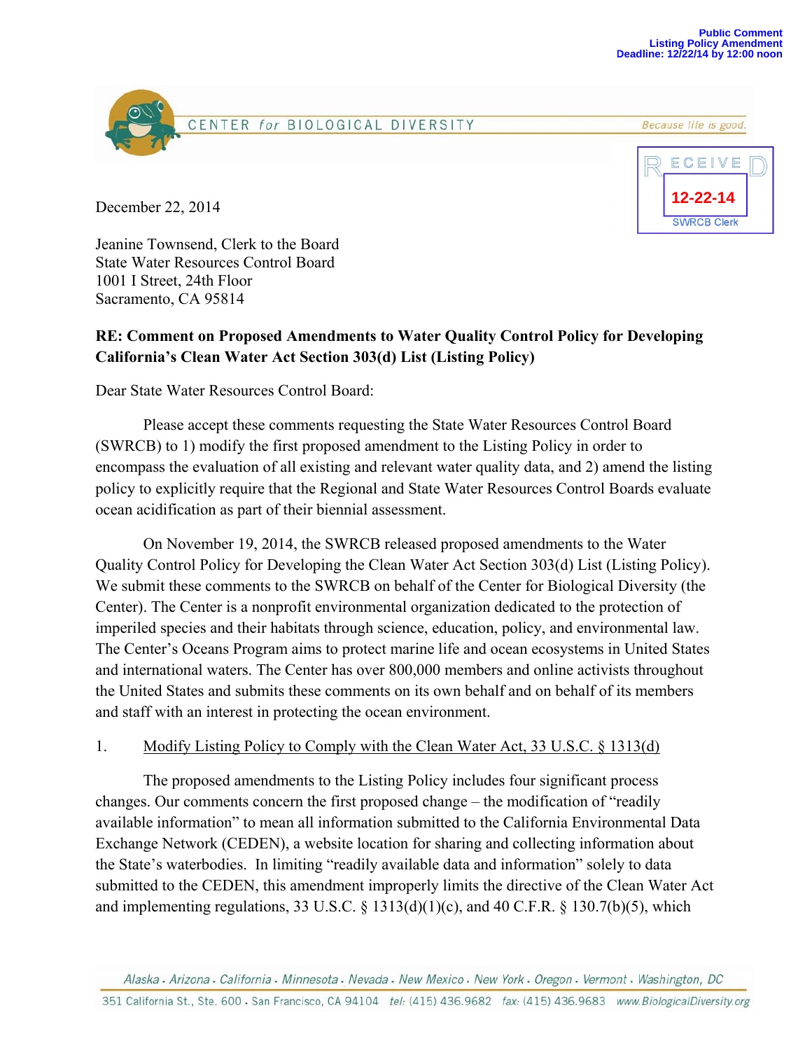Public Comment
Listing Policy Amendment
Deadline: 12/22/14 by 12:00 noon

CENTER for BIOLOGICAL DIVERSITY

*Because life is good.*

RECEIVED
12-22-14
SWRCB Clerk

December 22, 2014

Jeanine Townsend, Clerk to the Board
State Water Resources Control Board
1001 I Street, 24th Floor
Sacramento, CA 95814

**RE: Comment on Proposed Amendments to Water Quality Control Policy for Developing California's Clean Water Act Section 303(d) List (Listing Policy)**

Dear State Water Resources Control Board:

Please accept these comments requesting the State Water Resources Control Board (SWRCB) to 1) modify the first proposed amendment to the Listing Policy in order to encompass the evaluation of all existing and relevant water quality data, and 2) amend the listing policy to explicitly require that the Regional and State Water Resources Control Boards evaluate ocean acidification as part of their biennial assessment.

On November 19, 2014, the SWRCB released proposed amendments to the Water Quality Control Policy for Developing the Clean Water Act Section 303(d) List (Listing Policy). We submit these comments to the SWRCB on behalf of the Center for Biological Diversity (the Center). The Center is a nonprofit environmental organization dedicated to the protection of imperiled species and their habitats through science, education, policy, and environmental law. The Center's Oceans Program aims to protect marine life and ocean ecosystems in United States and international waters. The Center has over 800,000 members and online activists throughout the United States and submits these comments on its own behalf and on behalf of its members and staff with an interest in protecting the ocean environment.

1. <u>Modify Listing Policy to Comply with the Clean Water Act, 33 U.S.C. § 1313(d)</u>

The proposed amendments to the Listing Policy includes four significant process changes. Our comments concern the first proposed change – the modification of "readily available information" to mean all information submitted to the California Environmental Data Exchange Network (CEDEN), a website location for sharing and collecting information about the State's waterbodies. In limiting "readily available data and information" solely to data submitted to the CEDEN, this amendment improperly limits the directive of the Clean Water Act and implementing regulations, 33 U.S.C. § 1313(d)(1)(c), and 40 C.F.R. § 130.7(b)(5), which

*Alaska . Arizona . California . Minnesota . Nevada . New Mexico . New York . Oregon . Vermont . Washington, DC*

351 California St., Ste. 600 . San Francisco, CA 94104 tel: (415) 436.9682 fax: (415) 436.9683 www.BiologicalDiversity.org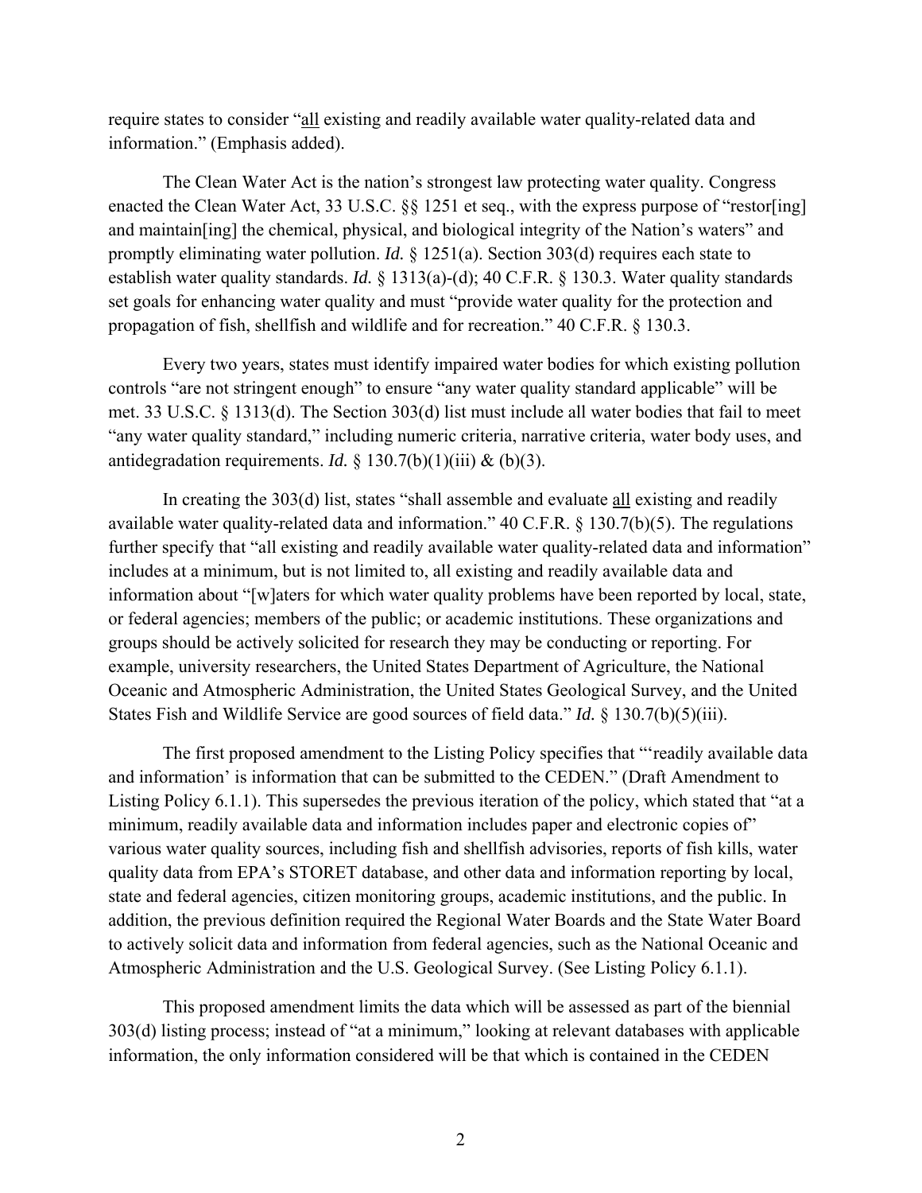require states to consider "<u>all</u> existing and readily available water quality-related data and information." (Emphasis added).

The Clean Water Act is the nation's strongest law protecting water quality. Congress enacted the Clean Water Act, 33 U.S.C. §§ 1251 et seq., with the express purpose of "restor[ing] and maintain[ing] the chemical, physical, and biological integrity of the Nation's waters" and promptly eliminating water pollution. ***Id.*** § 1251(a). Section 303(d) requires each state to establish water quality standards. ***Id.*** § 1313(a)-(d); 40 C.F.R. § 130.3. Water quality standards set goals for enhancing water quality and must "provide water quality for the protection and propagation of fish, shellfish and wildlife and for recreation." 40 C.F.R. § 130.3.

Every two years, states must identify impaired water bodies for which existing pollution controls "are not stringent enough" to ensure "any water quality standard applicable" will be met. 33 U.S.C. § 1313(d). The Section 303(d) list must include all water bodies that fail to meet "any water quality standard," including numeric criteria, narrative criteria, water body uses, and antidegradation requirements. ***Id.*** § 130.7(b)(1)(iii) & (b)(3).

In creating the 303(d) list, states "shall assemble and evaluate <u>all</u> existing and readily available water quality-related data and information." 40 C.F.R. § 130.7(b)(5). The regulations further specify that "all existing and readily available water quality-related data and information" includes at a minimum, but is not limited to, all existing and readily available data and information about "[w]aters for which water quality problems have been reported by local, state, or federal agencies; members of the public; or academic institutions. These organizations and groups should be actively solicited for research they may be conducting or reporting. For example, university researchers, the United States Department of Agriculture, the National Oceanic and Atmospheric Administration, the United States Geological Survey, and the United States Fish and Wildlife Service are good sources of field data." ***Id.*** § 130.7(b)(5)(iii).

The first proposed amendment to the Listing Policy specifies that "'readily available data and information' is information that can be submitted to the CEDEN." (Draft Amendment to Listing Policy 6.1.1). This supersedes the previous iteration of the policy, which stated that "at a minimum, readily available data and information includes paper and electronic copies of" various water quality sources, including fish and shellfish advisories, reports of fish kills, water quality data from EPA's STORET database, and other data and information reporting by local, state and federal agencies, citizen monitoring groups, academic institutions, and the public. In addition, the previous definition required the Regional Water Boards and the State Water Board to actively solicit data and information from federal agencies, such as the National Oceanic and Atmospheric Administration and the U.S. Geological Survey. (See Listing Policy 6.1.1).

This proposed amendment limits the data which will be assessed as part of the biennial 303(d) listing process; instead of "at a minimum," looking at relevant databases with applicable information, the only information considered will be that which is contained in the CEDEN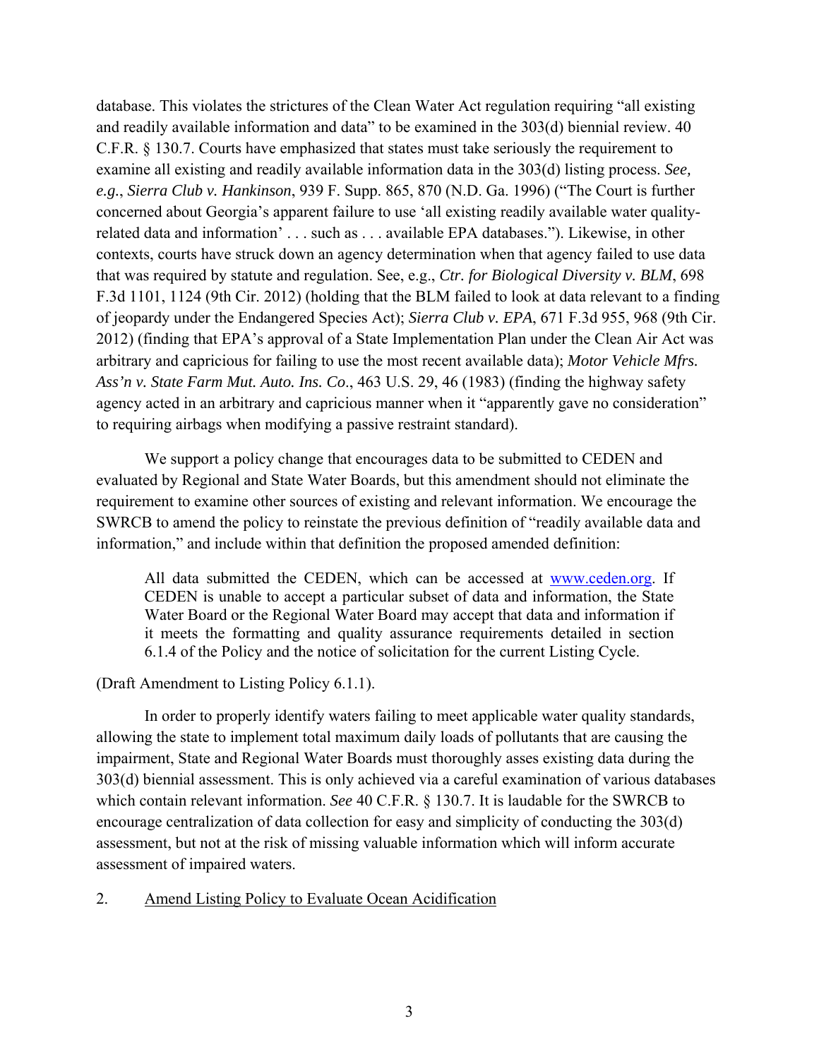database. This violates the strictures of the Clean Water Act regulation requiring "all existing and readily available information and data" to be examined in the 303(d) biennial review. 40 C.F.R. § 130.7. Courts have emphasized that states must take seriously the requirement to examine all existing and readily available information data in the 303(d) listing process. *See, e.g.*, *Sierra Club v. Hankinson*, 939 F. Supp. 865, 870 (N.D. Ga. 1996) ("The Court is further concerned about Georgia's apparent failure to use 'all existing readily available water quality-related data and information' . . . such as . . . available EPA databases."). Likewise, in other contexts, courts have struck down an agency determination when that agency failed to use data that was required by statute and regulation. See, e.g., *Ctr. for Biological Diversity v. BLM*, 698 F.3d 1101, 1124 (9th Cir. 2012) (holding that the BLM failed to look at data relevant to a finding of jeopardy under the Endangered Species Act); *Sierra Club v. EPA*, 671 F.3d 955, 968 (9th Cir. 2012) (finding that EPA's approval of a State Implementation Plan under the Clean Air Act was arbitrary and capricious for failing to use the most recent available data); *Motor Vehicle Mfrs. Ass'n v. State Farm Mut. Auto. Ins. Co*., 463 U.S. 29, 46 (1983) (finding the highway safety agency acted in an arbitrary and capricious manner when it "apparently gave no consideration" to requiring airbags when modifying a passive restraint standard).

We support a policy change that encourages data to be submitted to CEDEN and evaluated by Regional and State Water Boards, but this amendment should not eliminate the requirement to examine other sources of existing and relevant information. We encourage the SWRCB to amend the policy to reinstate the previous definition of "readily available data and information," and include within that definition the proposed amended definition:

> All data submitted the CEDEN, which can be accessed at www.ceden.org. If CEDEN is unable to accept a particular subset of data and information, the State Water Board or the Regional Water Board may accept that data and information if it meets the formatting and quality assurance requirements detailed in section 6.1.4 of the Policy and the notice of solicitation for the current Listing Cycle.

(Draft Amendment to Listing Policy 6.1.1).

In order to properly identify waters failing to meet applicable water quality standards, allowing the state to implement total maximum daily loads of pollutants that are causing the impairment, State and Regional Water Boards must thoroughly asses existing data during the 303(d) biennial assessment. This is only achieved via a careful examination of various databases which contain relevant information. *See* 40 C.F.R. § 130.7. It is laudable for the SWRCB to encourage centralization of data collection for easy and simplicity of conducting the 303(d) assessment, but not at the risk of missing valuable information which will inform accurate assessment of impaired waters.

2. Amend Listing Policy to Evaluate Ocean Acidification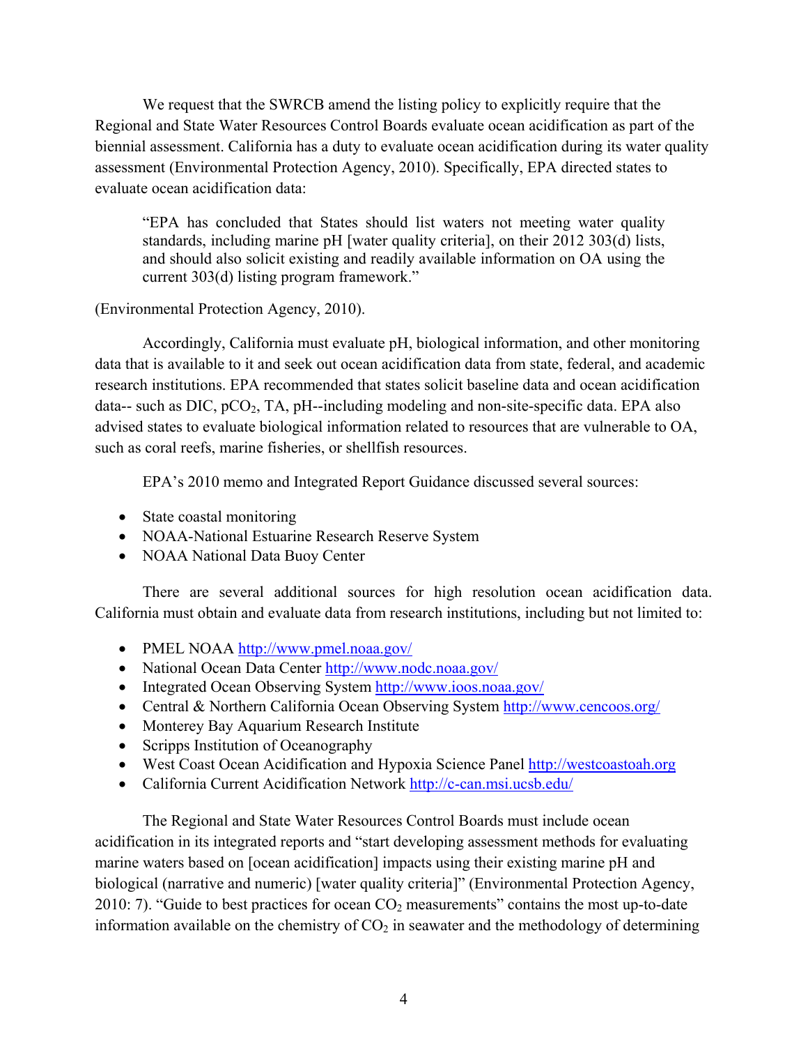We request that the SWRCB amend the listing policy to explicitly require that the Regional and State Water Resources Control Boards evaluate ocean acidification as part of the biennial assessment. California has a duty to evaluate ocean acidification during its water quality assessment (Environmental Protection Agency, 2010). Specifically, EPA directed states to evaluate ocean acidification data:

> "EPA has concluded that States should list waters not meeting water quality standards, including marine pH [water quality criteria], on their 2012 303(d) lists, and should also solicit existing and readily available information on OA using the current 303(d) listing program framework."

(Environmental Protection Agency, 2010).

Accordingly, California must evaluate pH, biological information, and other monitoring data that is available to it and seek out ocean acidification data from state, federal, and academic research institutions. EPA recommended that states solicit baseline data and ocean acidification data-- such as DIC, $pCO_2$, TA, pH--including modeling and non-site-specific data. EPA also advised states to evaluate biological information related to resources that are vulnerable to OA, such as coral reefs, marine fisheries, or shellfish resources.

EPA's 2010 memo and Integrated Report Guidance discussed several sources:

- State coastal monitoring
- NOAA-National Estuarine Research Reserve System
- NOAA National Data Buoy Center

There are several additional sources for high resolution ocean acidification data. California must obtain and evaluate data from research institutions, including but not limited to:

- PMEL NOAA http://www.pmel.noaa.gov/
- National Ocean Data Center http://www.nodc.noaa.gov/
- Integrated Ocean Observing System http://www.ioos.noaa.gov/
- Central & Northern California Ocean Observing System http://www.cencoos.org/
- Monterey Bay Aquarium Research Institute
- Scripps Institution of Oceanography
- West Coast Ocean Acidification and Hypoxia Science Panel http://westcoastoah.org
- California Current Acidification Network http://c-can.msi.ucsb.edu/

The Regional and State Water Resources Control Boards must include ocean acidification in its integrated reports and "start developing assessment methods for evaluating marine waters based on [ocean acidification] impacts using their existing marine pH and biological (narrative and numeric) [water quality criteria]" (Environmental Protection Agency, 2010: 7). "Guide to best practices for ocean $CO_2$ measurements" contains the most up-to-date information available on the chemistry of $CO_2$ in seawater and the methodology of determining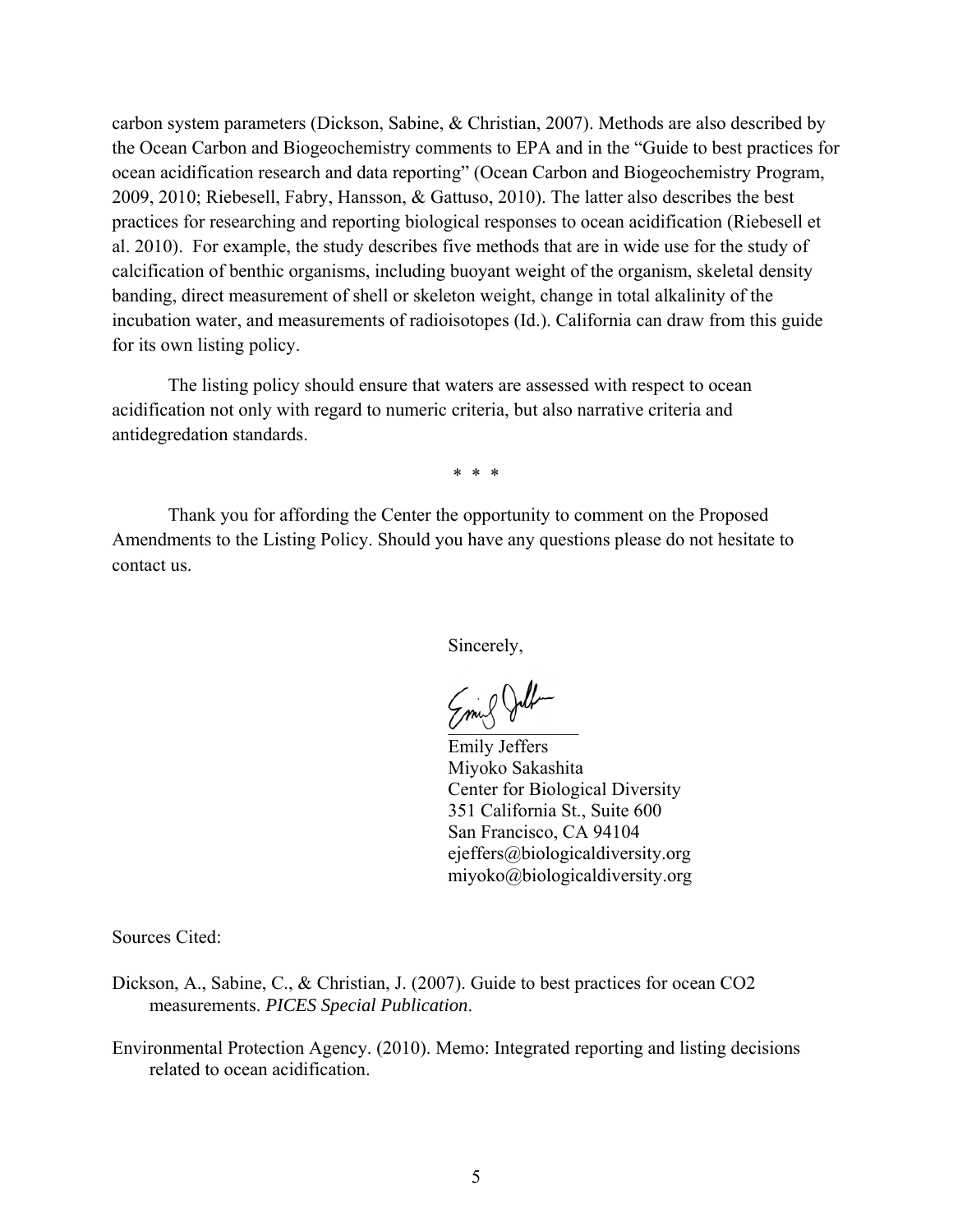carbon system parameters (Dickson, Sabine, & Christian, 2007). Methods are also described by the Ocean Carbon and Biogeochemistry comments to EPA and in the "Guide to best practices for ocean acidification research and data reporting" (Ocean Carbon and Biogeochemistry Program, 2009, 2010; Riebesell, Fabry, Hansson, & Gattuso, 2010). The latter also describes the best practices for researching and reporting biological responses to ocean acidification (Riebesell et al. 2010). For example, the study describes five methods that are in wide use for the study of calcification of benthic organisms, including buoyant weight of the organism, skeletal density banding, direct measurement of shell or skeleton weight, change in total alkalinity of the incubation water, and measurements of radioisotopes (Id.). California can draw from this guide for its own listing policy.

The listing policy should ensure that waters are assessed with respect to ocean acidification not only with regard to numeric criteria, but also narrative criteria and antidegradation standards.

\* \* \*

Thank you for affording the Center the opportunity to comment on the Proposed Amendments to the Listing Policy. Should you have any questions please do not hesitate to contact us.

Sincerely,

Emily Jeffers
Miyoko Sakashita
Center for Biological Diversity
351 California St., Suite 600
San Francisco, CA 94104
ejeffers@biologicaldiversity.org
miyoko@biologicaldiversity.org

Sources Cited:

Dickson, A., Sabine, C., & Christian, J. (2007). Guide to best practices for ocean CO2 measurements. *PICES Special Publication*.

Environmental Protection Agency. (2010). Memo: Integrated reporting and listing decisions related to ocean acidification.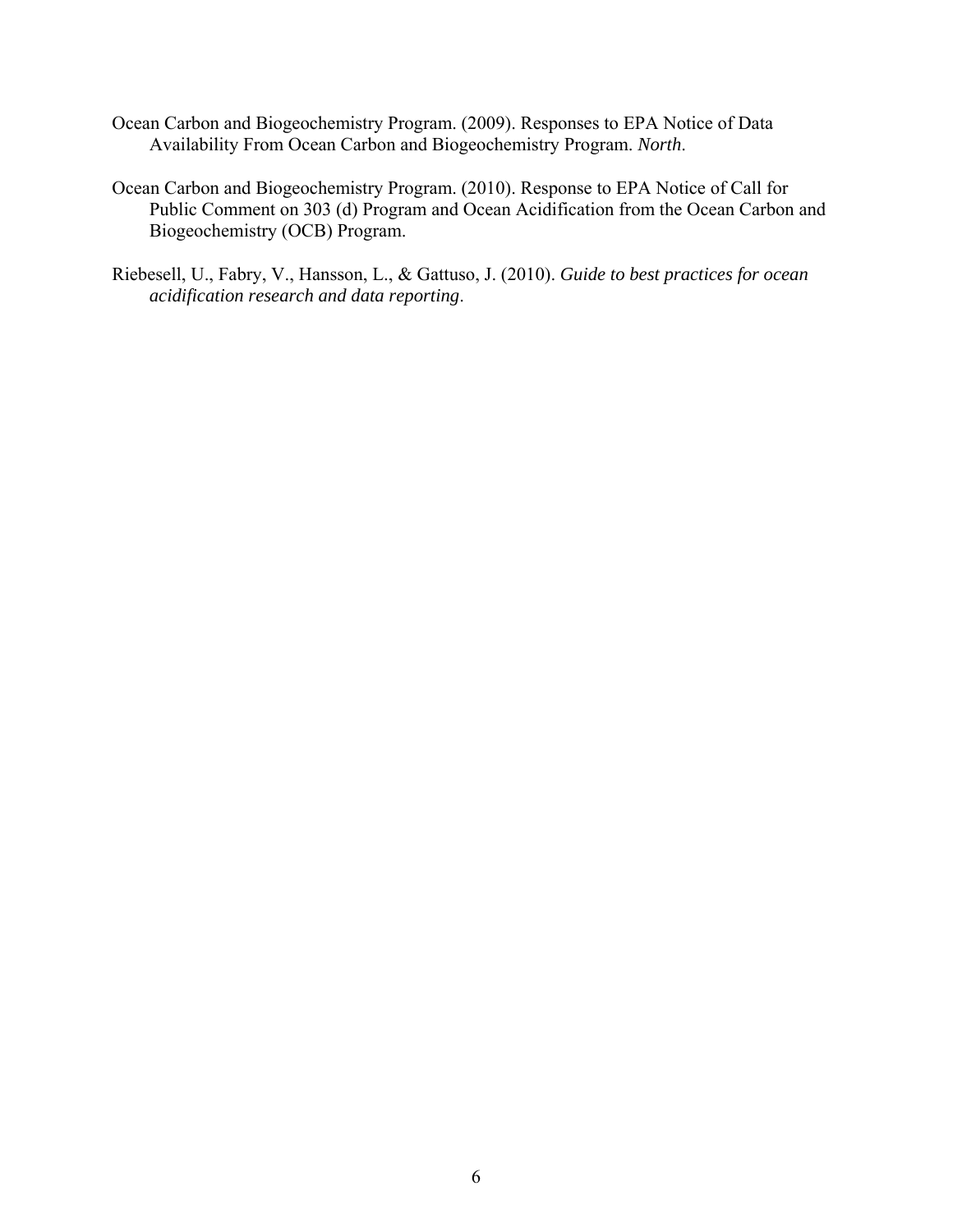Ocean Carbon and Biogeochemistry Program. (2009). Responses to EPA Notice of Data Availability From Ocean Carbon and Biogeochemistry Program. *North*.

Ocean Carbon and Biogeochemistry Program. (2010). Response to EPA Notice of Call for Public Comment on 303 (d) Program and Ocean Acidification from the Ocean Carbon and Biogeochemistry (OCB) Program.

Riebesell, U., Fabry, V., Hansson, L., & Gattuso, J. (2010). *Guide to best practices for ocean acidification research and data reporting*.